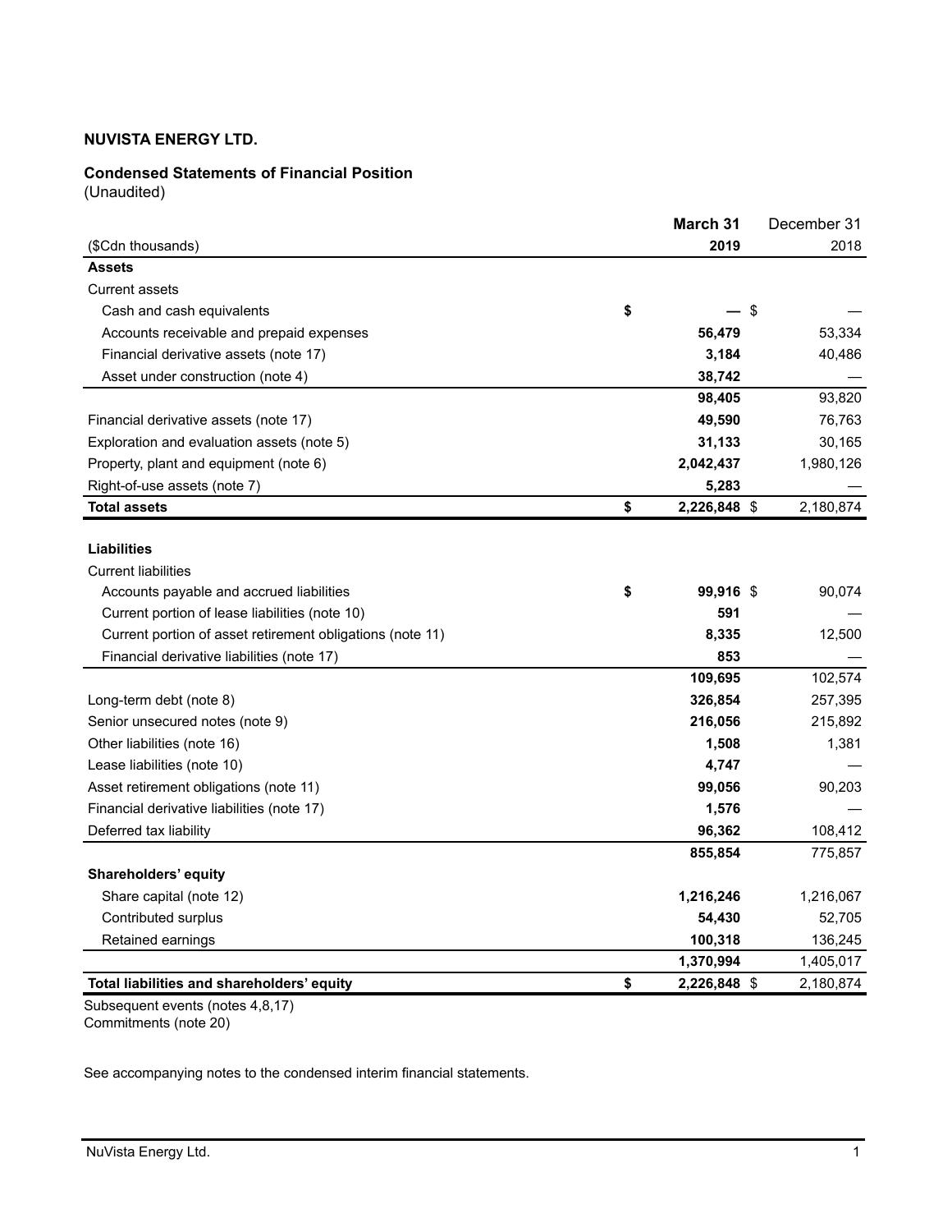**NUVISTA ENERGY LTD.**

**Condensed Statements of Financial Position**
(Unaudited)

| ($Cdn thousands) | **March 31 2019** | December 31 2018 |
|---|---|---|
| **Assets** | | |
| Current assets | | |
| Cash and cash equivalents | **$ —** | $ — |
| Accounts receivable and prepaid expenses | **56,479** | 53,334 |
| Financial derivative assets (note 17) | **3,184** | 40,486 |
| Asset under construction (note 4) | **38,742** | — |
| | **98,405** | 93,820 |
| Financial derivative assets (note 17) | **49,590** | 76,763 |
| Exploration and evaluation assets (note 5) | **31,133** | 30,165 |
| Property, plant and equipment (note 6) | **2,042,437** | 1,980,126 |
| Right-of-use assets (note 7) | **5,283** | — |
| **Total assets** | **$ 2,226,848** | $ 2,180,874 |
| | | |
| **Liabilities** | | |
| Current liabilities | | |
| Accounts payable and accrued liabilities | **$ 99,916** | $ 90,074 |
| Current portion of lease liabilities (note 10) | **591** | — |
| Current portion of asset retirement obligations (note 11) | **8,335** | 12,500 |
| Financial derivative liabilities (note 17) | **853** | — |
| | **109,695** | 102,574 |
| Long-term debt (note 8) | **326,854** | 257,395 |
| Senior unsecured notes (note 9) | **216,056** | 215,892 |
| Other liabilities (note 16) | **1,508** | 1,381 |
| Lease liabilities (note 10) | **4,747** | — |
| Asset retirement obligations (note 11) | **99,056** | 90,203 |
| Financial derivative liabilities (note 17) | **1,576** | — |
| Deferred tax liability | **96,362** | 108,412 |
| | **855,854** | 775,857 |
| **Shareholders' equity** | | |
| Share capital (note 12) | **1,216,246** | 1,216,067 |
| Contributed surplus | **54,430** | 52,705 |
| Retained earnings | **100,318** | 136,245 |
| | **1,370,994** | 1,405,017 |
| **Total liabilities and shareholders' equity** | **$ 2,226,848** | $ 2,180,874 |

Subsequent events (notes 4,8,17)
Commitments (note 20)

See accompanying notes to the condensed interim financial statements.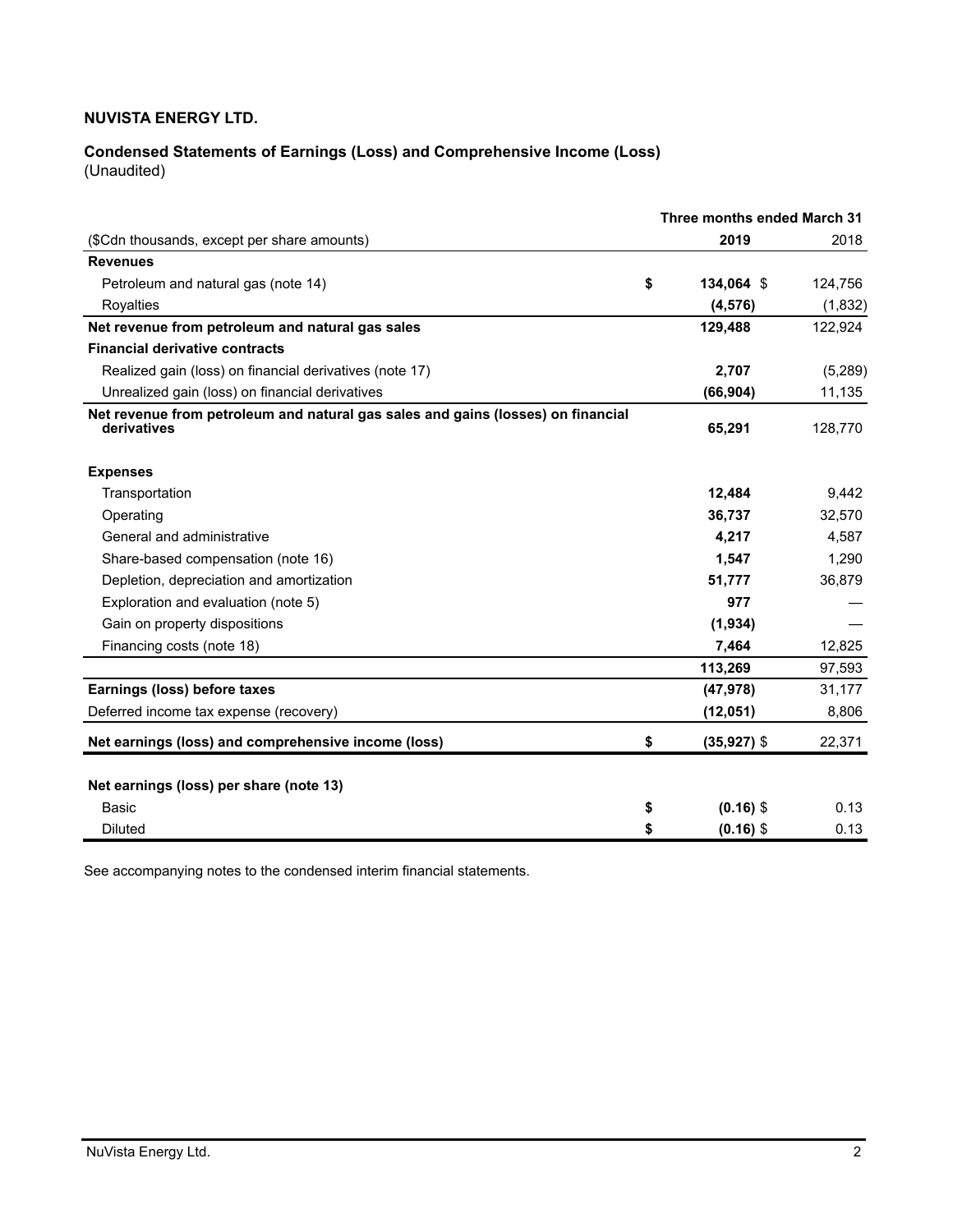**NUVISTA ENERGY LTD.**

**Condensed Statements of Earnings (Loss) and Comprehensive Income (Loss)**
(Unaudited)

| | Three months ended March 31 | |
|---|---|---|
| ($Cdn thousands, except per share amounts) | **2019** | 2018 |
| **Revenues** | | |
| Petroleum and natural gas (note 14) | **$ 134,064** | $ 124,756 |
| Royalties | **(4,576)** | (1,832) |
| **Net revenue from petroleum and natural gas sales** | **129,488** | 122,924 |
| **Financial derivative contracts** | | |
| Realized gain (loss) on financial derivatives (note 17) | **2,707** | (5,289) |
| Unrealized gain (loss) on financial derivatives | **(66,904)** | 11,135 |
| **Net revenue from petroleum and natural gas sales and gains (losses) on financial derivatives** | **65,291** | 128,770 |
| **Expenses** | | |
| Transportation | **12,484** | 9,442 |
| Operating | **36,737** | 32,570 |
| General and administrative | **4,217** | 4,587 |
| Share-based compensation (note 16) | **1,547** | 1,290 |
| Depletion, depreciation and amortization | **51,777** | 36,879 |
| Exploration and evaluation (note 5) | **977** | — |
| Gain on property dispositions | **(1,934)** | — |
| Financing costs (note 18) | **7,464** | 12,825 |
| | **113,269** | 97,593 |
| **Earnings (loss) before taxes** | **(47,978)** | 31,177 |
| Deferred income tax expense (recovery) | **(12,051)** | 8,806 |
| **Net earnings (loss) and comprehensive income (loss)** | **$ (35,927)** | $ 22,371 |
| **Net earnings (loss) per share (note 13)** | | |
| Basic | **$ (0.16)** | $ 0.13 |
| Diluted | **$ (0.16)** | $ 0.13 |

See accompanying notes to the condensed interim financial statements.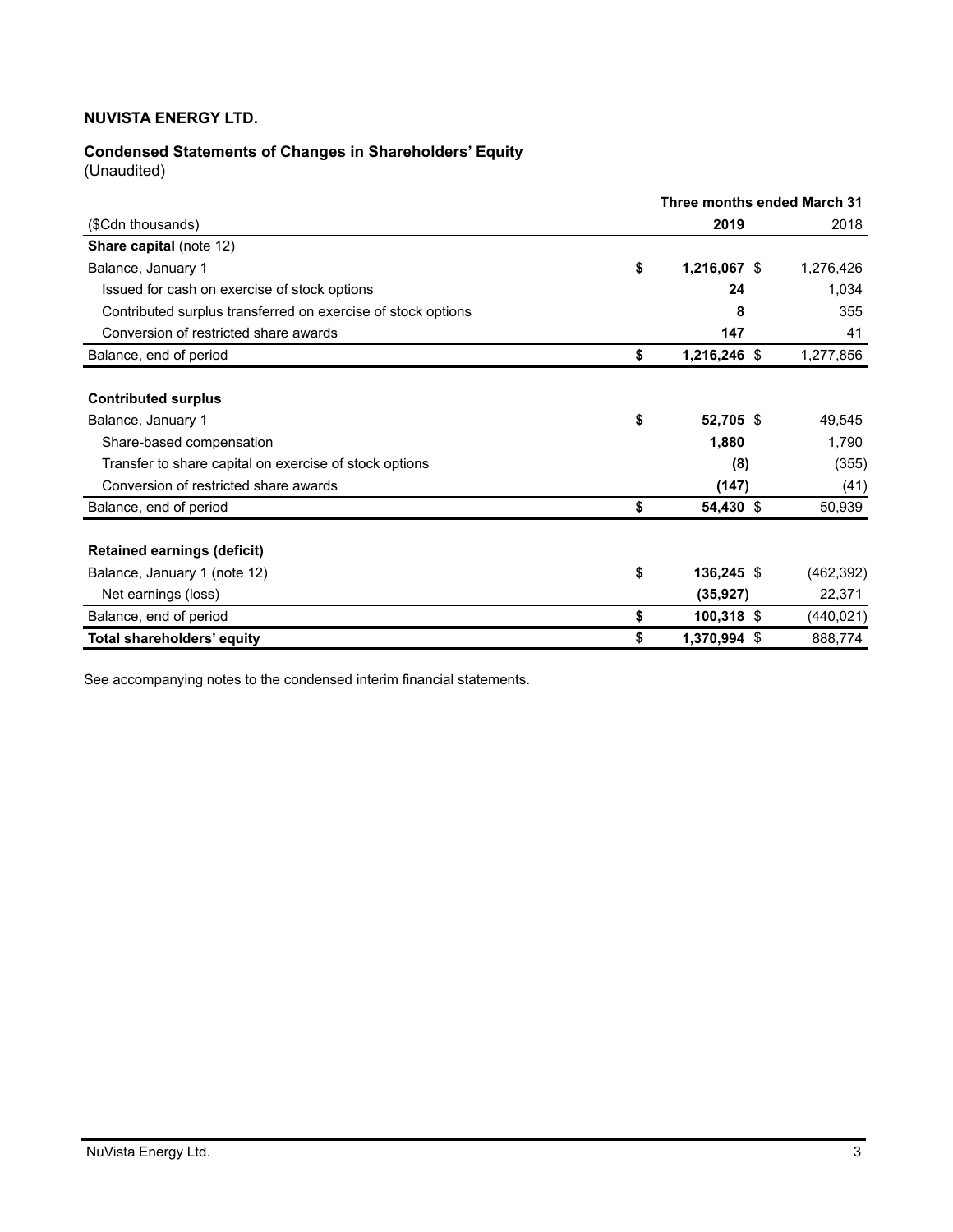**NUVISTA ENERGY LTD.**

**Condensed Statements of Changes in Shareholders' Equity**
(Unaudited)

| | Three months ended March 31 | |
|---|---|---|
| ($Cdn thousands) | **2019** | 2018 |
| **Share capital** (note 12) | | |
| Balance, January 1 | **$ 1,216,067** | $ 1,276,426 |
| Issued for cash on exercise of stock options | **24** | 1,034 |
| Contributed surplus transferred on exercise of stock options | **8** | 355 |
| Conversion of restricted share awards | **147** | 41 |
| Balance, end of period | **$ 1,216,246** | $ 1,277,856 |
| | | |
| **Contributed surplus** | | |
| Balance, January 1 | **$ 52,705** | $ 49,545 |
| Share-based compensation | **1,880** | 1,790 |
| Transfer to share capital on exercise of stock options | **(8)** | (355) |
| Conversion of restricted share awards | **(147)** | (41) |
| Balance, end of period | **$ 54,430** | $ 50,939 |
| | | |
| **Retained earnings (deficit)** | | |
| Balance, January 1 (note 12) | **$ 136,245** | $ (462,392) |
| Net earnings (loss) | **(35,927)** | 22,371 |
| Balance, end of period | **$ 100,318** | $ (440,021) |
| **Total shareholders' equity** | **$ 1,370,994** | $ 888,774 |

See accompanying notes to the condensed interim financial statements.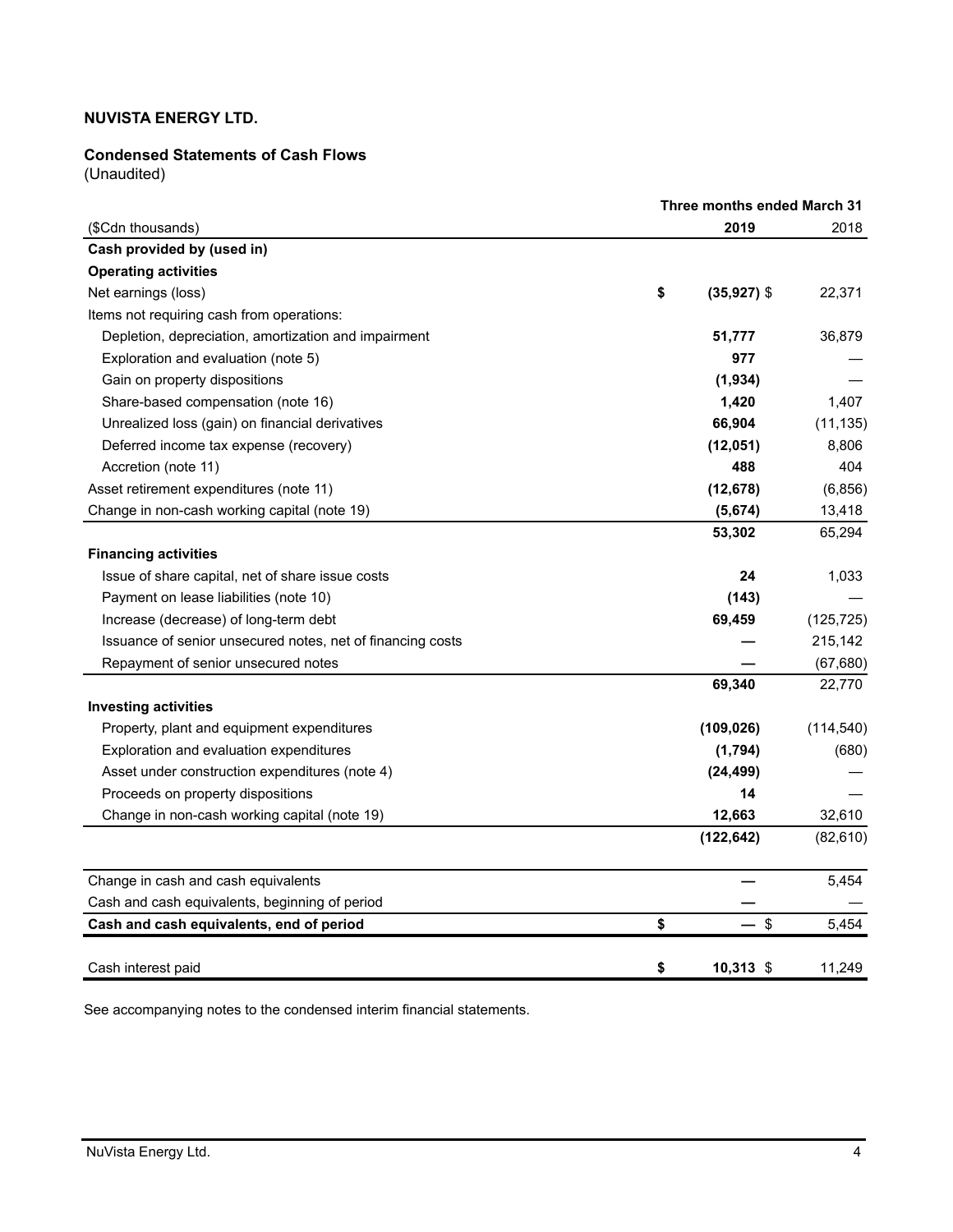**NUVISTA ENERGY LTD.**

**Condensed Statements of Cash Flows**
(Unaudited)

| | Three months ended March 31 | |
|---|---|---|
| ($Cdn thousands) | **2019** | 2018 |
| **Cash provided by (used in)** | | |
| **Operating activities** | | |
| Net earnings (loss) | **$ (35,927)** | $ 22,371 |
| Items not requiring cash from operations: | | |
| Depletion, depreciation, amortization and impairment | **51,777** | 36,879 |
| Exploration and evaluation (note 5) | **977** | — |
| Gain on property dispositions | **(1,934)** | — |
| Share-based compensation (note 16) | **1,420** | 1,407 |
| Unrealized loss (gain) on financial derivatives | **66,904** | (11,135) |
| Deferred income tax expense (recovery) | **(12,051)** | 8,806 |
| Accretion (note 11) | **488** | 404 |
| Asset retirement expenditures (note 11) | **(12,678)** | (6,856) |
| Change in non-cash working capital (note 19) | **(5,674)** | 13,418 |
| | **53,302** | 65,294 |
| **Financing activities** | | |
| Issue of share capital, net of share issue costs | **24** | 1,033 |
| Payment on lease liabilities (note 10) | **(143)** | — |
| Increase (decrease) of long-term debt | **69,459** | (125,725) |
| Issuance of senior unsecured notes, net of financing costs | **—** | 215,142 |
| Repayment of senior unsecured notes | **—** | (67,680) |
| | **69,340** | 22,770 |
| **Investing activities** | | |
| Property, plant and equipment expenditures | **(109,026)** | (114,540) |
| Exploration and evaluation expenditures | **(1,794)** | (680) |
| Asset under construction expenditures (note 4) | **(24,499)** | — |
| Proceeds on property dispositions | **14** | — |
| Change in non-cash working capital (note 19) | **12,663** | 32,610 |
| | **(122,642)** | (82,610) |
| Change in cash and cash equivalents | **—** | 5,454 |
| Cash and cash equivalents, beginning of period | **—** | — |
| **Cash and cash equivalents, end of period** | **$ —** | $ 5,454 |
| Cash interest paid | **$ 10,313** | $ 11,249 |

See accompanying notes to the condensed interim financial statements.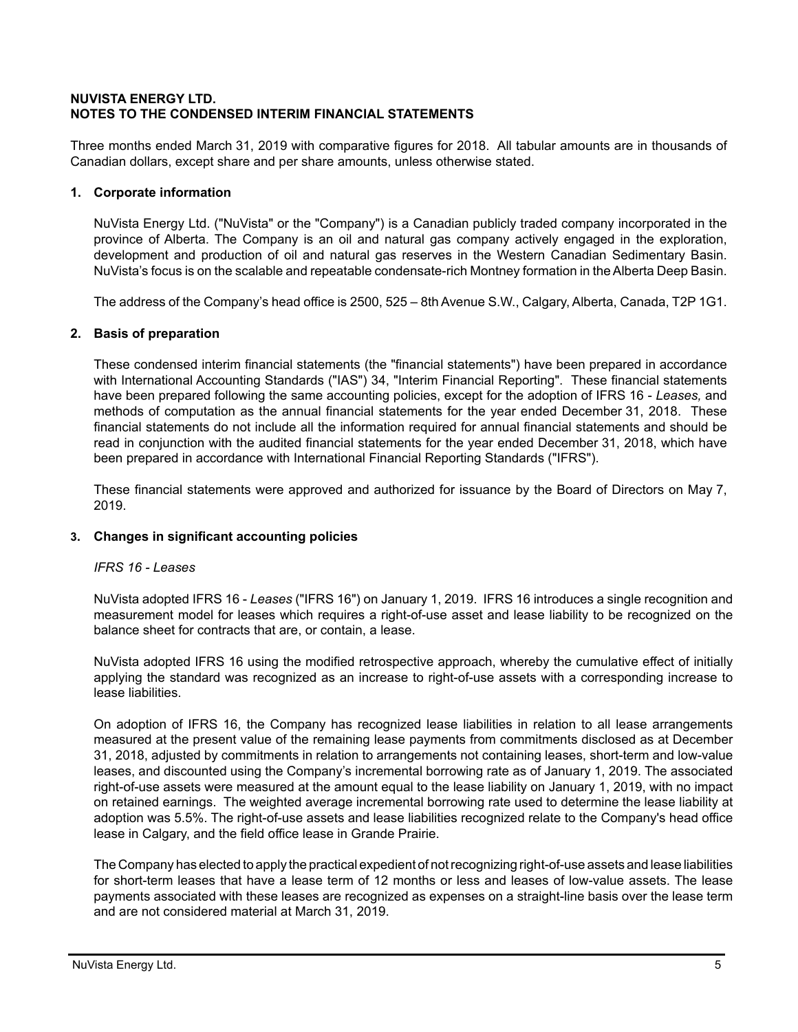**NUVISTA ENERGY LTD.**
**NOTES TO THE CONDENSED INTERIM FINANCIAL STATEMENTS**

Three months ended March 31, 2019 with comparative figures for 2018. All tabular amounts are in thousands of Canadian dollars, except share and per share amounts, unless otherwise stated.

## 1. Corporate information

NuVista Energy Ltd. ("NuVista" or the "Company") is a Canadian publicly traded company incorporated in the province of Alberta. The Company is an oil and natural gas company actively engaged in the exploration, development and production of oil and natural gas reserves in the Western Canadian Sedimentary Basin. NuVista's focus is on the scalable and repeatable condensate-rich Montney formation in the Alberta Deep Basin.

The address of the Company's head office is 2500, 525 – 8th Avenue S.W., Calgary, Alberta, Canada, T2P 1G1.

## 2. Basis of preparation

These condensed interim financial statements (the "financial statements") have been prepared in accordance with International Accounting Standards ("IAS") 34, "Interim Financial Reporting". These financial statements have been prepared following the same accounting policies, except for the adoption of IFRS 16 - *Leases,* and methods of computation as the annual financial statements for the year ended December 31, 2018. These financial statements do not include all the information required for annual financial statements and should be read in conjunction with the audited financial statements for the year ended December 31, 2018, which have been prepared in accordance with International Financial Reporting Standards ("IFRS").

These financial statements were approved and authorized for issuance by the Board of Directors on May 7, 2019.

## 3. Changes in significant accounting policies

*IFRS 16 - Leases*

NuVista adopted IFRS 16 - *Leases* ("IFRS 16") on January 1, 2019. IFRS 16 introduces a single recognition and measurement model for leases which requires a right-of-use asset and lease liability to be recognized on the balance sheet for contracts that are, or contain, a lease.

NuVista adopted IFRS 16 using the modified retrospective approach, whereby the cumulative effect of initially applying the standard was recognized as an increase to right-of-use assets with a corresponding increase to lease liabilities.

On adoption of IFRS 16, the Company has recognized lease liabilities in relation to all lease arrangements measured at the present value of the remaining lease payments from commitments disclosed as at December 31, 2018, adjusted by commitments in relation to arrangements not containing leases, short-term and low-value leases, and discounted using the Company's incremental borrowing rate as of January 1, 2019. The associated right-of-use assets were measured at the amount equal to the lease liability on January 1, 2019, with no impact on retained earnings. The weighted average incremental borrowing rate used to determine the lease liability at adoption was 5.5%. The right-of-use assets and lease liabilities recognized relate to the Company's head office lease in Calgary, and the field office lease in Grande Prairie.

The Company has elected to apply the practical expedient of not recognizing right-of-use assets and lease liabilities for short-term leases that have a lease term of 12 months or less and leases of low-value assets. The lease payments associated with these leases are recognized as expenses on a straight-line basis over the lease term and are not considered material at March 31, 2019.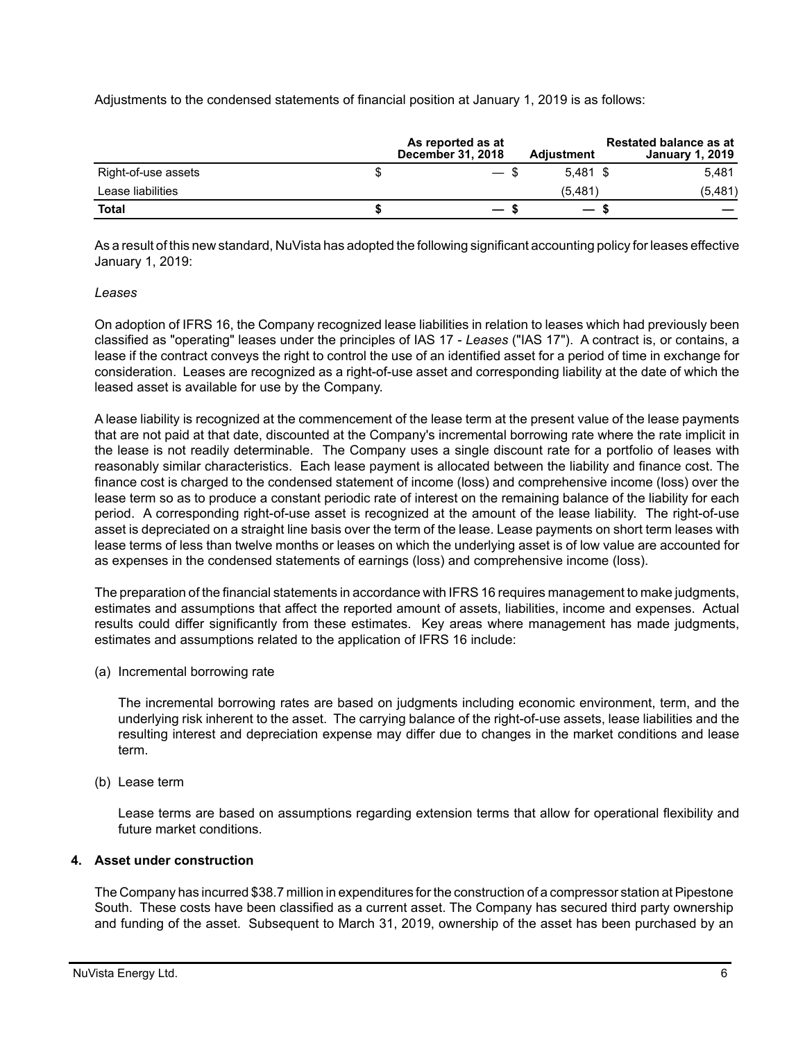Adjustments to the condensed statements of financial position at January 1, 2019 is as follows:

| | As reported as at December 31, 2018 | Adjustment | Restated balance as at January 1, 2019 |
|---|---|---|---|
| Right-of-use assets | $ — | $ 5,481 | $ 5,481 |
| Lease liabilities | | (5,481) | (5,481) |
| **Total** | **$ —** | **$ —** | **$ —** |

As a result of this new standard, NuVista has adopted the following significant accounting policy for leases effective January 1, 2019:

*Leases*

On adoption of IFRS 16, the Company recognized lease liabilities in relation to leases which had previously been classified as "operating" leases under the principles of IAS 17 - *Leases* ("IAS 17"). A contract is, or contains, a lease if the contract conveys the right to control the use of an identified asset for a period of time in exchange for consideration. Leases are recognized as a right-of-use asset and corresponding liability at the date of which the leased asset is available for use by the Company.

A lease liability is recognized at the commencement of the lease term at the present value of the lease payments that are not paid at that date, discounted at the Company's incremental borrowing rate where the rate implicit in the lease is not readily determinable. The Company uses a single discount rate for a portfolio of leases with reasonably similar characteristics. Each lease payment is allocated between the liability and finance cost. The finance cost is charged to the condensed statement of income (loss) and comprehensive income (loss) over the lease term so as to produce a constant periodic rate of interest on the remaining balance of the liability for each period. A corresponding right-of-use asset is recognized at the amount of the lease liability. The right-of-use asset is depreciated on a straight line basis over the term of the lease. Lease payments on short term leases with lease terms of less than twelve months or leases on which the underlying asset is of low value are accounted for as expenses in the condensed statements of earnings (loss) and comprehensive income (loss).

The preparation of the financial statements in accordance with IFRS 16 requires management to make judgments, estimates and assumptions that affect the reported amount of assets, liabilities, income and expenses. Actual results could differ significantly from these estimates. Key areas where management has made judgments, estimates and assumptions related to the application of IFRS 16 include:

(a) Incremental borrowing rate

The incremental borrowing rates are based on judgments including economic environment, term, and the underlying risk inherent to the asset. The carrying balance of the right-of-use assets, lease liabilities and the resulting interest and depreciation expense may differ due to changes in the market conditions and lease term.

(b) Lease term

Lease terms are based on assumptions regarding extension terms that allow for operational flexibility and future market conditions.

## 4. Asset under construction

The Company has incurred $38.7 million in expenditures for the construction of a compressor station at Pipestone South. These costs have been classified as a current asset. The Company has secured third party ownership and funding of the asset. Subsequent to March 31, 2019, ownership of the asset has been purchased by an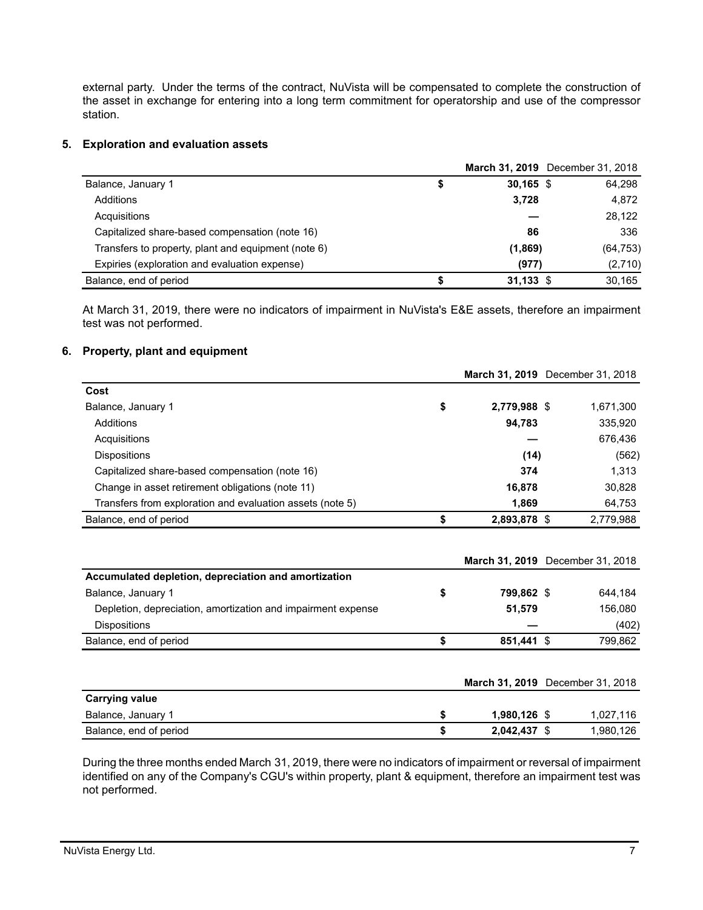external party. Under the terms of the contract, NuVista will be compensated to complete the construction of the asset in exchange for entering into a long term commitment for operatorship and use of the compressor station.

## 5. Exploration and evaluation assets

| | **March 31, 2019** | December 31, 2018 |
|---|---|---|
| Balance, January 1 | **$ 30,165** | $ 64,298 |
| Additions | **3,728** | 4,872 |
| Acquisitions | **—** | 28,122 |
| Capitalized share-based compensation (note 16) | **86** | 336 |
| Transfers to property, plant and equipment (note 6) | **(1,869)** | (64,753) |
| Expiries (exploration and evaluation expense) | **(977)** | (2,710) |
| Balance, end of period | **$ 31,133** | $ 30,165 |

At March 31, 2019, there were no indicators of impairment in NuVista's E&E assets, therefore an impairment test was not performed.

## 6. Property, plant and equipment

| | **March 31, 2019** | December 31, 2018 |
|---|---|---|
| **Cost** | | |
| Balance, January 1 | **$ 2,779,988** | $ 1,671,300 |
| Additions | **94,783** | 335,920 |
| Acquisitions | **—** | 676,436 |
| Dispositions | **(14)** | (562) |
| Capitalized share-based compensation (note 16) | **374** | 1,313 |
| Change in asset retirement obligations (note 11) | **16,878** | 30,828 |
| Transfers from exploration and evaluation assets (note 5) | **1,869** | 64,753 |
| Balance, end of period | **$ 2,893,878** | $ 2,779,988 |

| | **March 31, 2019** | December 31, 2018 |
|---|---|---|
| **Accumulated depletion, depreciation and amortization** | | |
| Balance, January 1 | **$ 799,862** | $ 644,184 |
| Depletion, depreciation, amortization and impairment expense | **51,579** | 156,080 |
| Dispositions | **—** | (402) |
| Balance, end of period | **$ 851,441** | $ 799,862 |

| | **March 31, 2019** | December 31, 2018 |
|---|---|---|
| **Carrying value** | | |
| Balance, January 1 | **$ 1,980,126** | $ 1,027,116 |
| Balance, end of period | **$ 2,042,437** | $ 1,980,126 |

During the three months ended March 31, 2019, there were no indicators of impairment or reversal of impairment identified on any of the Company's CGU's within property, plant & equipment, therefore an impairment test was not performed.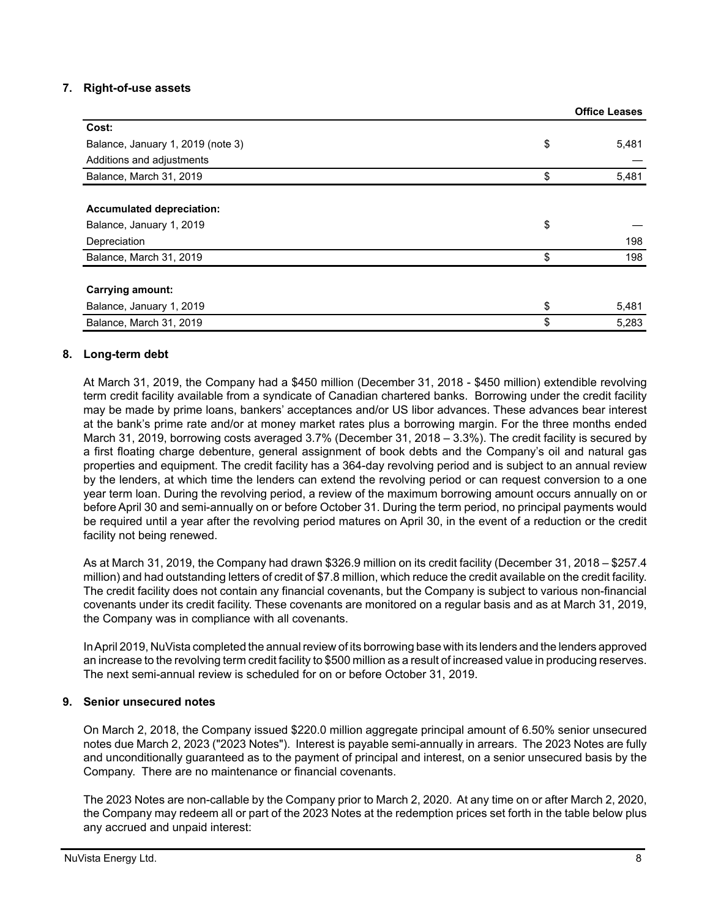## 7. Right-of-use assets

| | | Office Leases |
|---|---|---|
| **Cost:** | | |
| Balance, January 1, 2019 (note 3) | $ | 5,481 |
| Additions and adjustments | | — |
| Balance, March 31, 2019 | $ | 5,481 |
| | | |
| **Accumulated depreciation:** | | |
| Balance, January 1, 2019 | $ | — |
| Depreciation | | 198 |
| Balance, March 31, 2019 | $ | 198 |
| | | |
| **Carrying amount:** | | |
| Balance, January 1, 2019 | $ | 5,481 |
| Balance, March 31, 2019 | $ | 5,283 |

## 8. Long-term debt

At March 31, 2019, the Company had a $450 million (December 31, 2018 - $450 million) extendible revolving term credit facility available from a syndicate of Canadian chartered banks. Borrowing under the credit facility may be made by prime loans, bankers' acceptances and/or US libor advances. These advances bear interest at the bank's prime rate and/or at money market rates plus a borrowing margin. For the three months ended March 31, 2019, borrowing costs averaged 3.7% (December 31, 2018 – 3.3%). The credit facility is secured by a first floating charge debenture, general assignment of book debts and the Company's oil and natural gas properties and equipment. The credit facility has a 364-day revolving period and is subject to an annual review by the lenders, at which time the lenders can extend the revolving period or can request conversion to a one year term loan. During the revolving period, a review of the maximum borrowing amount occurs annually on or before April 30 and semi-annually on or before October 31. During the term period, no principal payments would be required until a year after the revolving period matures on April 30, in the event of a reduction or the credit facility not being renewed.

As at March 31, 2019, the Company had drawn $326.9 million on its credit facility (December 31, 2018 – $257.4 million) and had outstanding letters of credit of $7.8 million, which reduce the credit available on the credit facility. The credit facility does not contain any financial covenants, but the Company is subject to various non-financial covenants under its credit facility. These covenants are monitored on a regular basis and as at March 31, 2019, the Company was in compliance with all covenants.

In April 2019, NuVista completed the annual review of its borrowing base with its lenders and the lenders approved an increase to the revolving term credit facility to $500 million as a result of increased value in producing reserves. The next semi-annual review is scheduled for on or before October 31, 2019.

## 9. Senior unsecured notes

On March 2, 2018, the Company issued $220.0 million aggregate principal amount of 6.50% senior unsecured notes due March 2, 2023 ("2023 Notes"). Interest is payable semi-annually in arrears. The 2023 Notes are fully and unconditionally guaranteed as to the payment of principal and interest, on a senior unsecured basis by the Company. There are no maintenance or financial covenants.

The 2023 Notes are non-callable by the Company prior to March 2, 2020. At any time on or after March 2, 2020, the Company may redeem all or part of the 2023 Notes at the redemption prices set forth in the table below plus any accrued and unpaid interest: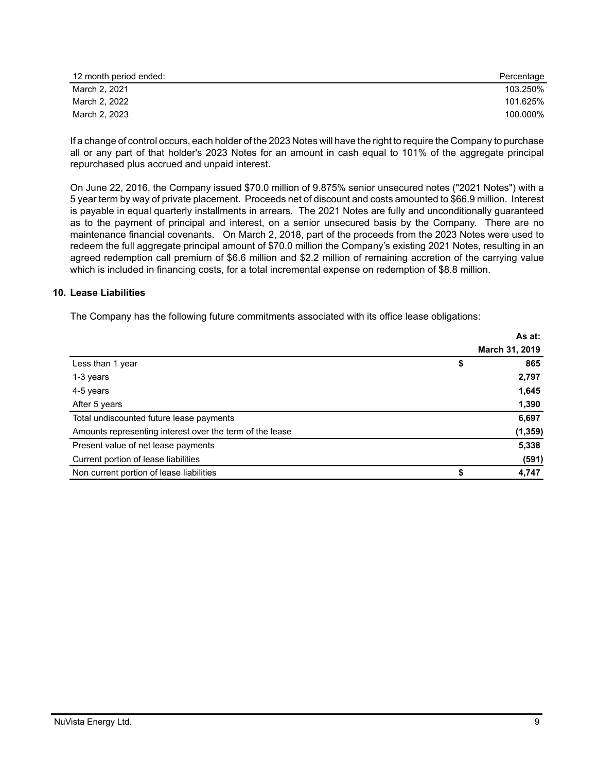| 12 month period ended: | Percentage |
| --- | --- |
| March 2, 2021 | 103.250% |
| March 2, 2022 | 101.625% |
| March 2, 2023 | 100.000% |

If a change of control occurs, each holder of the 2023 Notes will have the right to require the Company to purchase all or any part of that holder's 2023 Notes for an amount in cash equal to 101% of the aggregate principal repurchased plus accrued and unpaid interest.

On June 22, 2016, the Company issued $70.0 million of 9.875% senior unsecured notes ("2021 Notes") with a 5 year term by way of private placement. Proceeds net of discount and costs amounted to $66.9 million. Interest is payable in equal quarterly installments in arrears. The 2021 Notes are fully and unconditionally guaranteed as to the payment of principal and interest, on a senior unsecured basis by the Company. There are no maintenance financial covenants. On March 2, 2018, part of the proceeds from the 2023 Notes were used to redeem the full aggregate principal amount of $70.0 million the Company's existing 2021 Notes, resulting in an agreed redemption call premium of $6.6 million and $2.2 million of remaining accretion of the carrying value which is included in financing costs, for a total incremental expense on redemption of $8.8 million.

## 10. Lease Liabilities

The Company has the following future commitments associated with its office lease obligations:

| | **As at: March 31, 2019** |
| --- | --- |
| Less than 1 year | $ **865** |
| 1-3 years | **2,797** |
| 4-5 years | **1,645** |
| After 5 years | **1,390** |
| Total undiscounted future lease payments | **6,697** |
| Amounts representing interest over the term of the lease | **(1,359)** |
| Present value of net lease payments | **5,338** |
| Current portion of lease liabilities | **(591)** |
| Non current portion of lease liabilities | $ **4,747** |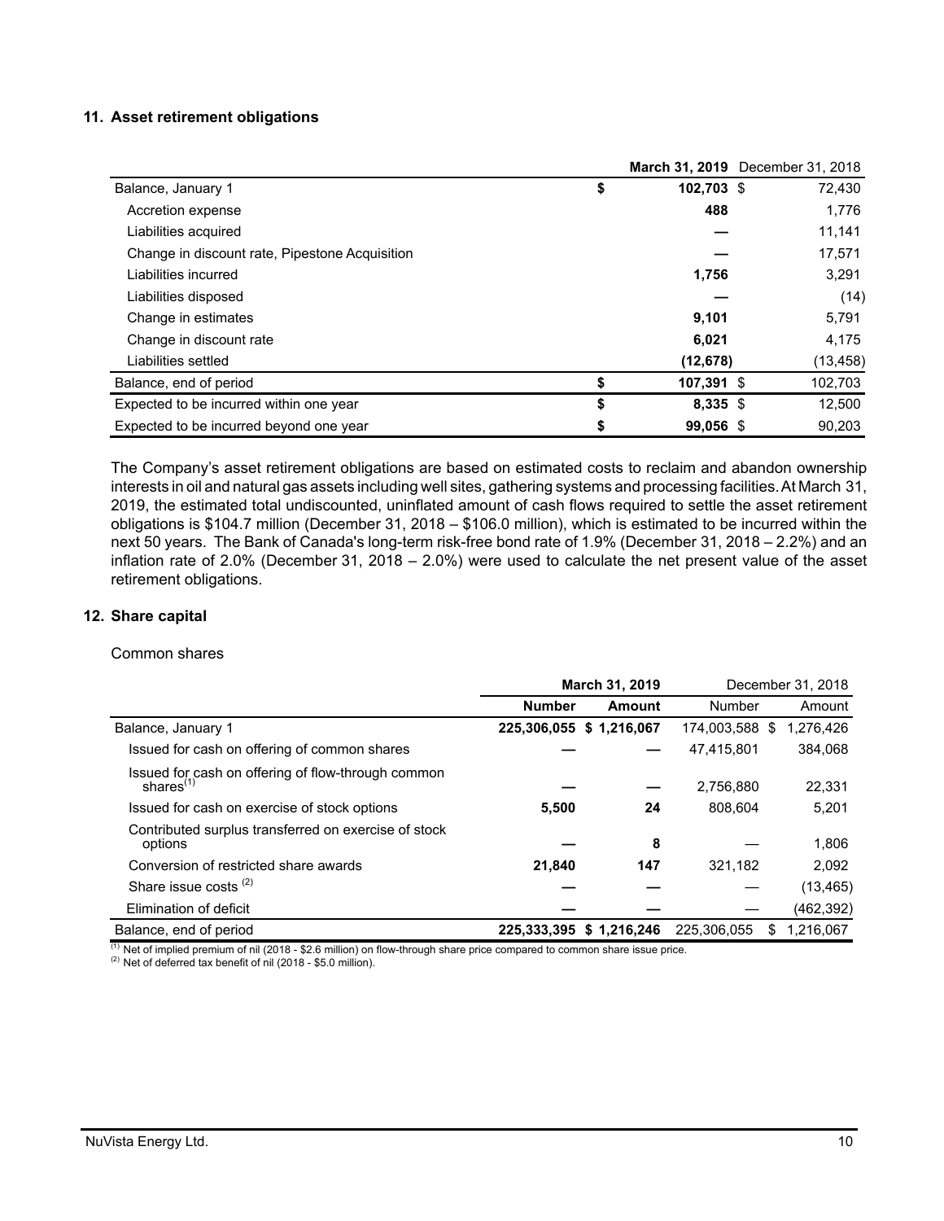## 11. Asset retirement obligations

| | March 31, 2019 | December 31, 2018 |
|---|---|---|
| Balance, January 1 | $ 102,703 | $ 72,430 |
| Accretion expense | 488 | 1,776 |
| Liabilities acquired | — | 11,141 |
| Change in discount rate, Pipestone Acquisition | — | 17,571 |
| Liabilities incurred | 1,756 | 3,291 |
| Liabilities disposed | — | (14) |
| Change in estimates | 9,101 | 5,791 |
| Change in discount rate | 6,021 | 4,175 |
| Liabilities settled | (12,678) | (13,458) |
| Balance, end of period | $ 107,391 | $ 102,703 |
| Expected to be incurred within one year | $ 8,335 | $ 12,500 |
| Expected to be incurred beyond one year | $ 99,056 | $ 90,203 |

The Company's asset retirement obligations are based on estimated costs to reclaim and abandon ownership interests in oil and natural gas assets including well sites, gathering systems and processing facilities. At March 31, 2019, the estimated total undiscounted, uninflated amount of cash flows required to settle the asset retirement obligations is $104.7 million (December 31, 2018 – $106.0 million), which is estimated to be incurred within the next 50 years. The Bank of Canada's long-term risk-free bond rate of 1.9% (December 31, 2018 – 2.2%) and an inflation rate of 2.0% (December 31, 2018 – 2.0%) were used to calculate the net present value of the asset retirement obligations.

## 12. Share capital

Common shares

| | March 31, 2019 | | December 31, 2018 | |
|---|---|---|---|---|
| | Number | Amount | Number | Amount |
| Balance, January 1 | 225,306,055 | $ 1,216,067 | 174,003,588 | $ 1,276,426 |
| Issued for cash on offering of common shares | — | — | 47,415,801 | 384,068 |
| Issued for cash on offering of flow-through common shares[(1)] | — | — | 2,756,880 | 22,331 |
| Issued for cash on exercise of stock options | 5,500 | 24 | 808,604 | 5,201 |
| Contributed surplus transferred on exercise of stock options | — | 8 | — | 1,806 |
| Conversion of restricted share awards | 21,840 | 147 | 321,182 | 2,092 |
| Share issue costs [(2)] | — | — | — | (13,465) |
| Elimination of deficit | — | — | — | (462,392) |
| Balance, end of period | 225,333,395 | $ 1,216,246 | 225,306,055 | $ 1,216,067 |

(1) Net of implied premium of nil (2018 - $2.6 million) on flow-through share price compared to common share issue price.
(2) Net of deferred tax benefit of nil (2018 - $5.0 million).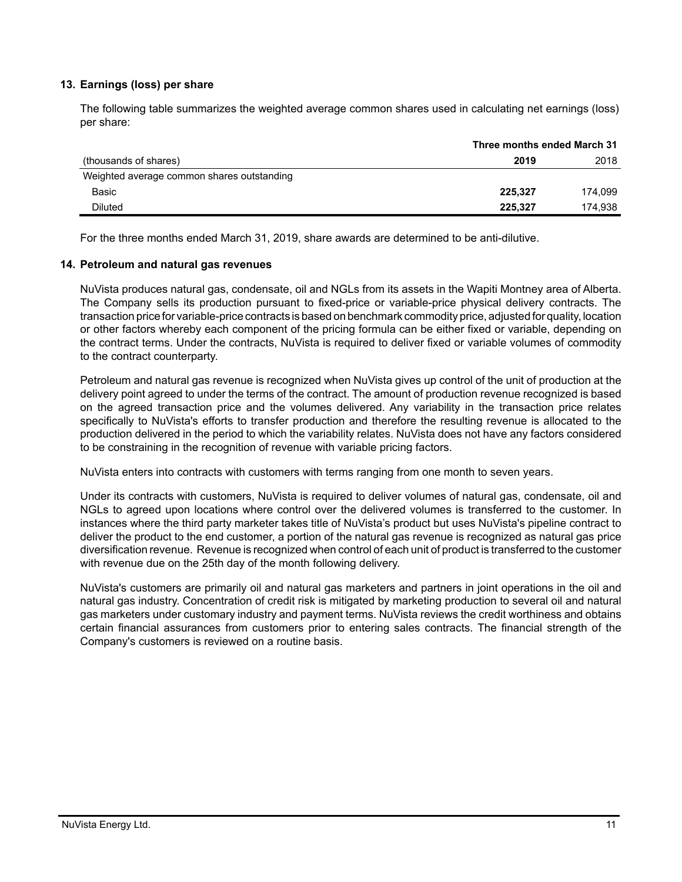## 13. Earnings (loss) per share

The following table summarizes the weighted average common shares used in calculating net earnings (loss) per share:

| | Three months ended March 31 | |
|---|---|---|
| (thousands of shares) | **2019** | 2018 |
| Weighted average common shares outstanding | | |
| Basic | **225,327** | 174,099 |
| Diluted | **225,327** | 174,938 |

For the three months ended March 31, 2019, share awards are determined to be anti-dilutive.

## 14. Petroleum and natural gas revenues

NuVista produces natural gas, condensate, oil and NGLs from its assets in the Wapiti Montney area of Alberta. The Company sells its production pursuant to fixed-price or variable-price physical delivery contracts. The transaction price for variable-price contracts is based on benchmark commodity price, adjusted for quality, location or other factors whereby each component of the pricing formula can be either fixed or variable, depending on the contract terms. Under the contracts, NuVista is required to deliver fixed or variable volumes of commodity to the contract counterparty.

Petroleum and natural gas revenue is recognized when NuVista gives up control of the unit of production at the delivery point agreed to under the terms of the contract. The amount of production revenue recognized is based on the agreed transaction price and the volumes delivered. Any variability in the transaction price relates specifically to NuVista's efforts to transfer production and therefore the resulting revenue is allocated to the production delivered in the period to which the variability relates. NuVista does not have any factors considered to be constraining in the recognition of revenue with variable pricing factors.

NuVista enters into contracts with customers with terms ranging from one month to seven years.

Under its contracts with customers, NuVista is required to deliver volumes of natural gas, condensate, oil and NGLs to agreed upon locations where control over the delivered volumes is transferred to the customer. In instances where the third party marketer takes title of NuVista's product but uses NuVista's pipeline contract to deliver the product to the end customer, a portion of the natural gas revenue is recognized as natural gas price diversification revenue. Revenue is recognized when control of each unit of product is transferred to the customer with revenue due on the 25th day of the month following delivery.

NuVista's customers are primarily oil and natural gas marketers and partners in joint operations in the oil and natural gas industry. Concentration of credit risk is mitigated by marketing production to several oil and natural gas marketers under customary industry and payment terms. NuVista reviews the credit worthiness and obtains certain financial assurances from customers prior to entering sales contracts. The financial strength of the Company's customers is reviewed on a routine basis.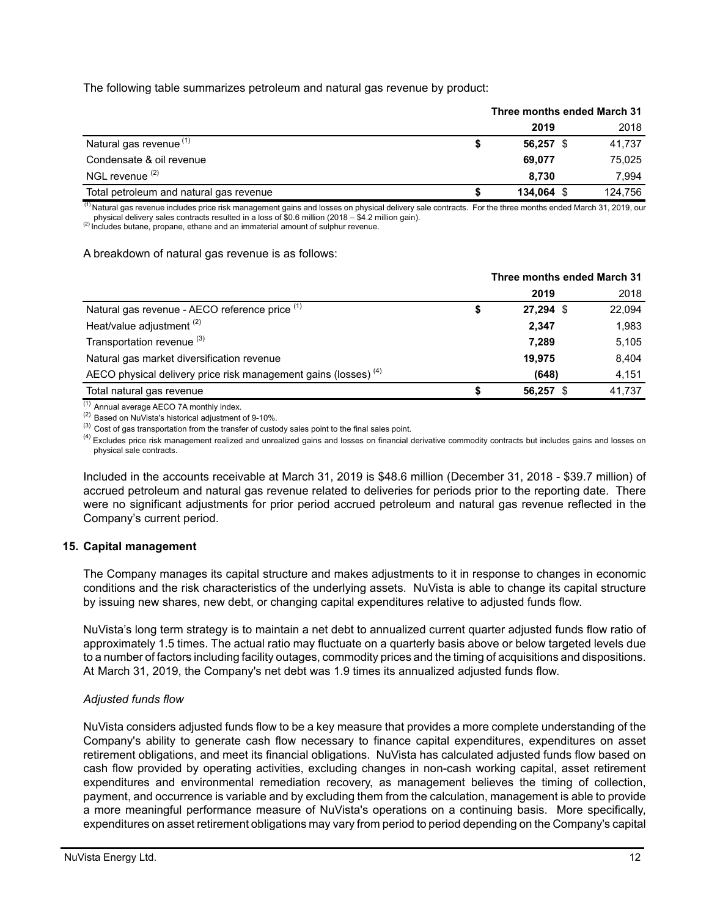The following table summarizes petroleum and natural gas revenue by product:

| | Three months ended March 31 | |
|---|---|---|
| | **2019** | 2018 |
| Natural gas revenue [(1)] | $ **56,257** | $ 41,737 |
| Condensate & oil revenue | **69,077** | 75,025 |
| NGL revenue [(2)] | **8,730** | 7,994 |
| Total petroleum and natural gas revenue | $ **134,064** | $ 124,756 |

[(1)] Natural gas revenue includes price risk management gains and losses on physical delivery sale contracts. For the three months ended March 31, 2019, our physical delivery sales contracts resulted in a loss of $0.6 million (2018 – $4.2 million gain).
[(2)] Includes butane, propane, ethane and an immaterial amount of sulphur revenue.

A breakdown of natural gas revenue is as follows:

| | Three months ended March 31 | |
|---|---|---|
| | **2019** | 2018 |
| Natural gas revenue - AECO reference price [(1)] | $ **27,294** | $ 22,094 |
| Heat/value adjustment [(2)] | **2,347** | 1,983 |
| Transportation revenue [(3)] | **7,289** | 5,105 |
| Natural gas market diversification revenue | **19,975** | 8,404 |
| AECO physical delivery price risk management gains (losses) [(4)] | **(648)** | 4,151 |
| Total natural gas revenue | $ **56,257** | $ 41,737 |

[(1)] Annual average AECO 7A monthly index.
[(2)] Based on NuVista's historical adjustment of 9-10%.
[(3)] Cost of gas transportation from the transfer of custody sales point to the final sales point.
[(4)] Excludes price risk management realized and unrealized gains and losses on financial derivative commodity contracts but includes gains and losses on physical sale contracts.

Included in the accounts receivable at March 31, 2019 is $48.6 million (December 31, 2018 - $39.7 million) of accrued petroleum and natural gas revenue related to deliveries for periods prior to the reporting date. There were no significant adjustments for prior period accrued petroleum and natural gas revenue reflected in the Company's current period.

## 15. Capital management

The Company manages its capital structure and makes adjustments to it in response to changes in economic conditions and the risk characteristics of the underlying assets. NuVista is able to change its capital structure by issuing new shares, new debt, or changing capital expenditures relative to adjusted funds flow.

NuVista's long term strategy is to maintain a net debt to annualized current quarter adjusted funds flow ratio of approximately 1.5 times. The actual ratio may fluctuate on a quarterly basis above or below targeted levels due to a number of factors including facility outages, commodity prices and the timing of acquisitions and dispositions. At March 31, 2019, the Company's net debt was 1.9 times its annualized adjusted funds flow.

*Adjusted funds flow*

NuVista considers adjusted funds flow to be a key measure that provides a more complete understanding of the Company's ability to generate cash flow necessary to finance capital expenditures, expenditures on asset retirement obligations, and meet its financial obligations. NuVista has calculated adjusted funds flow based on cash flow provided by operating activities, excluding changes in non-cash working capital, asset retirement expenditures and environmental remediation recovery, as management believes the timing of collection, payment, and occurrence is variable and by excluding them from the calculation, management is able to provide a more meaningful performance measure of NuVista's operations on a continuing basis. More specifically, expenditures on asset retirement obligations may vary from period to period depending on the Company's capital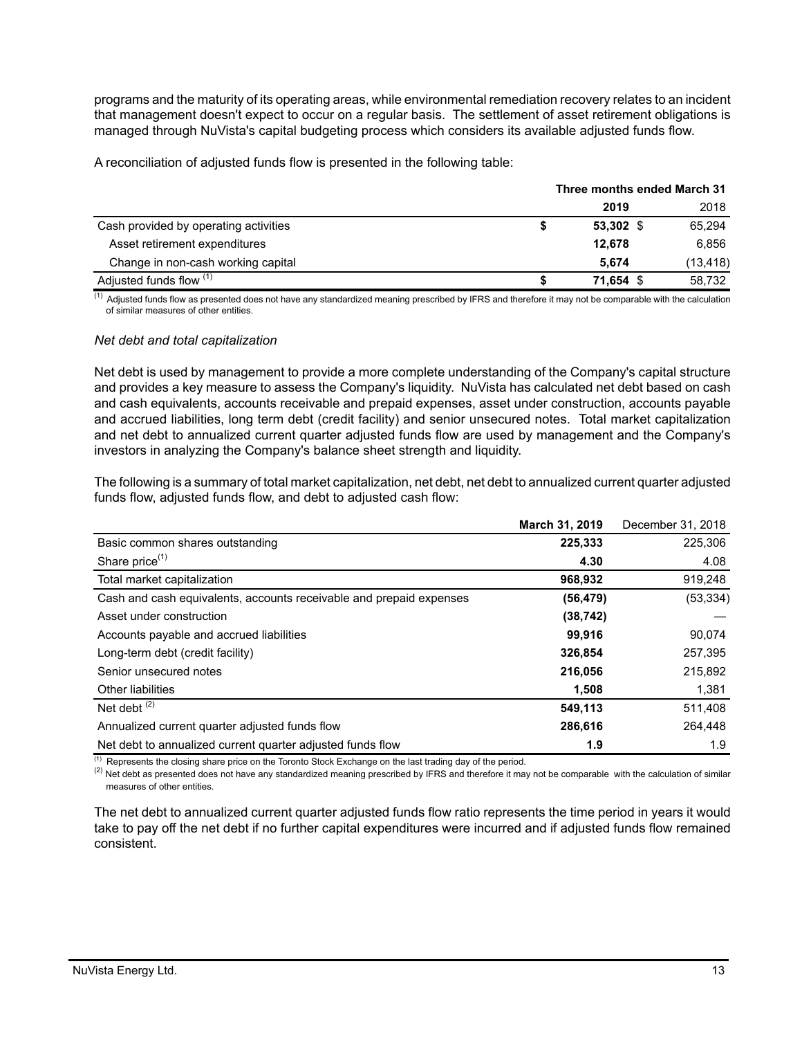programs and the maturity of its operating areas, while environmental remediation recovery relates to an incident that management doesn't expect to occur on a regular basis. The settlement of asset retirement obligations is managed through NuVista's capital budgeting process which considers its available adjusted funds flow.

A reconciliation of adjusted funds flow is presented in the following table:

| | Three months ended March 31 | |
|---|---|---|
| | **2019** | 2018 |
| Cash provided by operating activities | **$ 53,302** | $ 65,294 |
| Asset retirement expenditures | **12,678** | 6,856 |
| Change in non-cash working capital | **5,674** | (13,418) |
| Adjusted funds flow [(1)] | **$ 71,654** | $ 58,732 |

[(1)] Adjusted funds flow as presented does not have any standardized meaning prescribed by IFRS and therefore it may not be comparable with the calculation of similar measures of other entities.

*Net debt and total capitalization*

Net debt is used by management to provide a more complete understanding of the Company's capital structure and provides a key measure to assess the Company's liquidity. NuVista has calculated net debt based on cash and cash equivalents, accounts receivable and prepaid expenses, asset under construction, accounts payable and accrued liabilities, long term debt (credit facility) and senior unsecured notes. Total market capitalization and net debt to annualized current quarter adjusted funds flow are used by management and the Company's investors in analyzing the Company's balance sheet strength and liquidity.

The following is a summary of total market capitalization, net debt, net debt to annualized current quarter adjusted funds flow, adjusted funds flow, and debt to adjusted cash flow:

| | **March 31, 2019** | December 31, 2018 |
|---|---|---|
| Basic common shares outstanding | **225,333** | 225,306 |
| Share price[(1)] | **4.30** | 4.08 |
| Total market capitalization | **968,932** | 919,248 |
| Cash and cash equivalents, accounts receivable and prepaid expenses | **(56,479)** | (53,334) |
| Asset under construction | **(38,742)** | — |
| Accounts payable and accrued liabilities | **99,916** | 90,074 |
| Long-term debt (credit facility) | **326,854** | 257,395 |
| Senior unsecured notes | **216,056** | 215,892 |
| Other liabilities | **1,508** | 1,381 |
| Net debt [(2)] | **549,113** | 511,408 |
| Annualized current quarter adjusted funds flow | **286,616** | 264,448 |
| Net debt to annualized current quarter adjusted funds flow | **1.9** | 1.9 |

[(1)] Represents the closing share price on the Toronto Stock Exchange on the last trading day of the period.

[(2)] Net debt as presented does not have any standardized meaning prescribed by IFRS and therefore it may not be comparable with the calculation of similar measures of other entities.

The net debt to annualized current quarter adjusted funds flow ratio represents the time period in years it would take to pay off the net debt if no further capital expenditures were incurred and if adjusted funds flow remained consistent.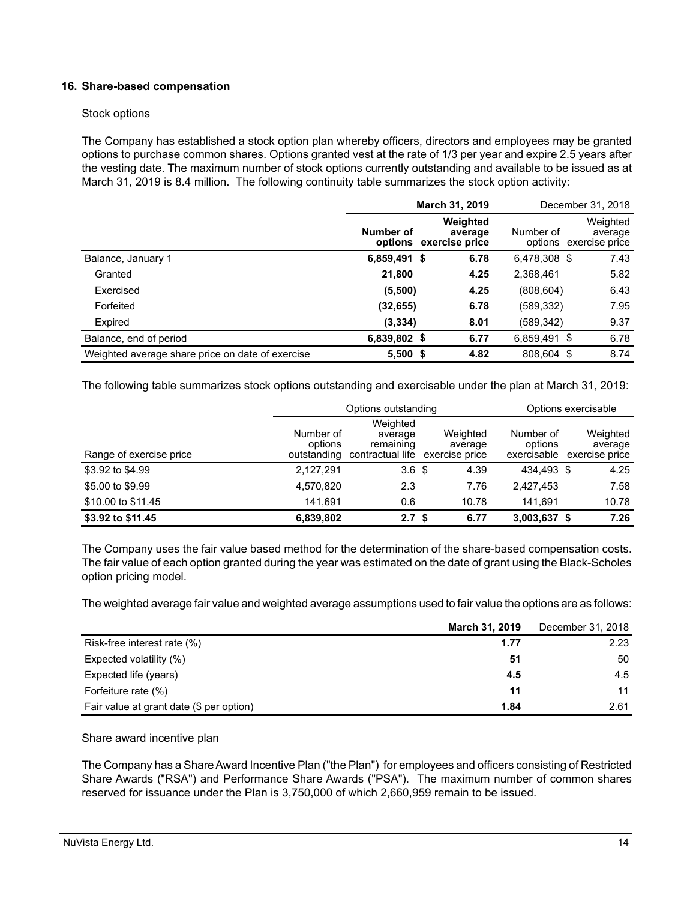## 16. Share-based compensation

Stock options

The Company has established a stock option plan whereby officers, directors and employees may be granted options to purchase common shares. Options granted vest at the rate of 1/3 per year and expire 2.5 years after the vesting date. The maximum number of stock options currently outstanding and available to be issued as at March 31, 2019 is 8.4 million. The following continuity table summarizes the stock option activity:

| | **March 31, 2019** | | December 31, 2018 | |
|---|---|---|---|---|
| | **Number of options** | **Weighted average exercise price** | Number of options | Weighted average exercise price |
| Balance, January 1 | **6,859,491** | **$ 6.78** | 6,478,308 | $ 7.43 |
| Granted | **21,800** | **4.25** | 2,368,461 | 5.82 |
| Exercised | **(5,500)** | **4.25** | (808,604) | 6.43 |
| Forfeited | **(32,655)** | **6.78** | (589,332) | 7.95 |
| Expired | **(3,334)** | **8.01** | (589,342) | 9.37 |
| Balance, end of period | **6,839,802** | **$ 6.77** | 6,859,491 | $ 6.78 |
| Weighted average share price on date of exercise | **5,500** | **$ 4.82** | 808,604 | $ 8.74 |

The following table summarizes stock options outstanding and exercisable under the plan at March 31, 2019:

| | Options outstanding | | | Options exercisable | |
|---|---|---|---|---|---|
| Range of exercise price | Number of options outstanding | Weighted average remaining contractual life | Weighted average exercise price | Number of options exercisable | Weighted average exercise price |
| $3.92 to $4.99 | 2,127,291 | 3.6 | $ 4.39 | 434,493 | $ 4.25 |
| $5.00 to $9.99 | 4,570,820 | 2.3 | 7.76 | 2,427,453 | 7.58 |
| $10.00 to $11.45 | 141,691 | 0.6 | 10.78 | 141,691 | 10.78 |
| **$3.92 to $11.45** | **6,839,802** | **2.7** | **$ 6.77** | **3,003,637** | **$ 7.26** |

The Company uses the fair value based method for the determination of the share-based compensation costs. The fair value of each option granted during the year was estimated on the date of grant using the Black-Scholes option pricing model.

The weighted average fair value and weighted average assumptions used to fair value the options are as follows:

| | **March 31, 2019** | December 31, 2018 |
|---|---|---|
| Risk-free interest rate (%) | **1.77** | 2.23 |
| Expected volatility (%) | **51** | 50 |
| Expected life (years) | **4.5** | 4.5 |
| Forfeiture rate (%) | **11** | 11 |
| Fair value at grant date ($ per option) | **1.84** | 2.61 |

Share award incentive plan

The Company has a Share Award Incentive Plan ("the Plan") for employees and officers consisting of Restricted Share Awards ("RSA") and Performance Share Awards ("PSA"). The maximum number of common shares reserved for issuance under the Plan is 3,750,000 of which 2,660,959 remain to be issued.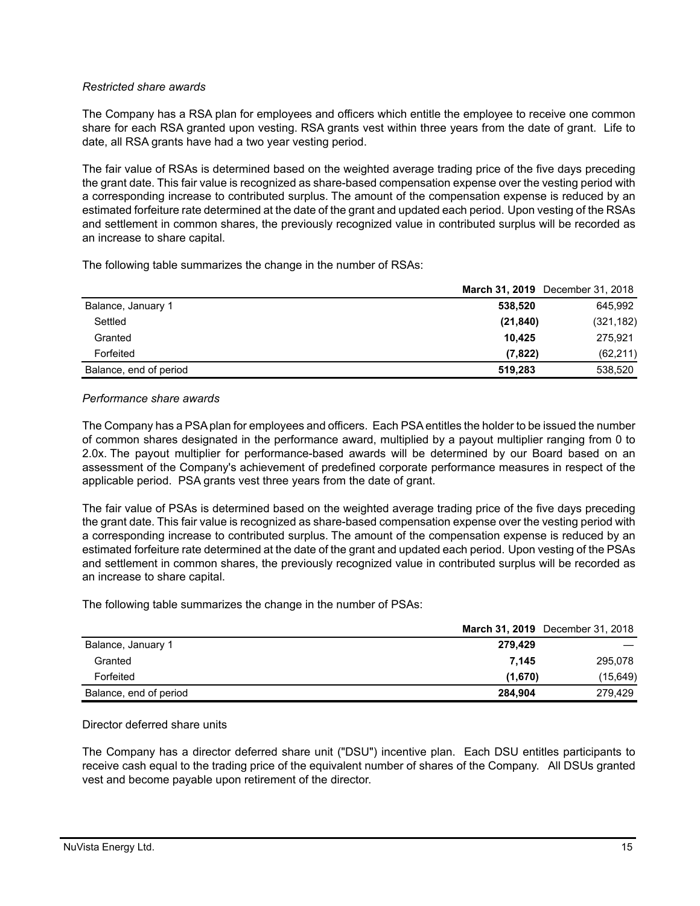*Restricted share awards*

The Company has a RSA plan for employees and officers which entitle the employee to receive one common share for each RSA granted upon vesting. RSA grants vest within three years from the date of grant. Life to date, all RSA grants have had a two year vesting period.

The fair value of RSAs is determined based on the weighted average trading price of the five days preceding the grant date. This fair value is recognized as share-based compensation expense over the vesting period with a corresponding increase to contributed surplus. The amount of the compensation expense is reduced by an estimated forfeiture rate determined at the date of the grant and updated each period. Upon vesting of the RSAs and settlement in common shares, the previously recognized value in contributed surplus will be recorded as an increase to share capital.

The following table summarizes the change in the number of RSAs:

| | **March 31, 2019** | December 31, 2018 |
|---|---|---|
| Balance, January 1 | **538,520** | 645,992 |
| Settled | **(21,840)** | (321,182) |
| Granted | **10,425** | 275,921 |
| Forfeited | **(7,822)** | (62,211) |
| Balance, end of period | **519,283** | 538,520 |

*Performance share awards*

The Company has a PSA plan for employees and officers. Each PSA entitles the holder to be issued the number of common shares designated in the performance award, multiplied by a payout multiplier ranging from 0 to 2.0x. The payout multiplier for performance-based awards will be determined by our Board based on an assessment of the Company's achievement of predefined corporate performance measures in respect of the applicable period. PSA grants vest three years from the date of grant.

The fair value of PSAs is determined based on the weighted average trading price of the five days preceding the grant date. This fair value is recognized as share-based compensation expense over the vesting period with a corresponding increase to contributed surplus. The amount of the compensation expense is reduced by an estimated forfeiture rate determined at the date of the grant and updated each period. Upon vesting of the PSAs and settlement in common shares, the previously recognized value in contributed surplus will be recorded as an increase to share capital.

The following table summarizes the change in the number of PSAs:

| | **March 31, 2019** | December 31, 2018 |
|---|---|---|
| Balance, January 1 | **279,429** | — |
| Granted | **7,145** | 295,078 |
| Forfeited | **(1,670)** | (15,649) |
| Balance, end of period | **284,904** | 279,429 |

Director deferred share units

The Company has a director deferred share unit ("DSU") incentive plan. Each DSU entitles participants to receive cash equal to the trading price of the equivalent number of shares of the Company. All DSUs granted vest and become payable upon retirement of the director.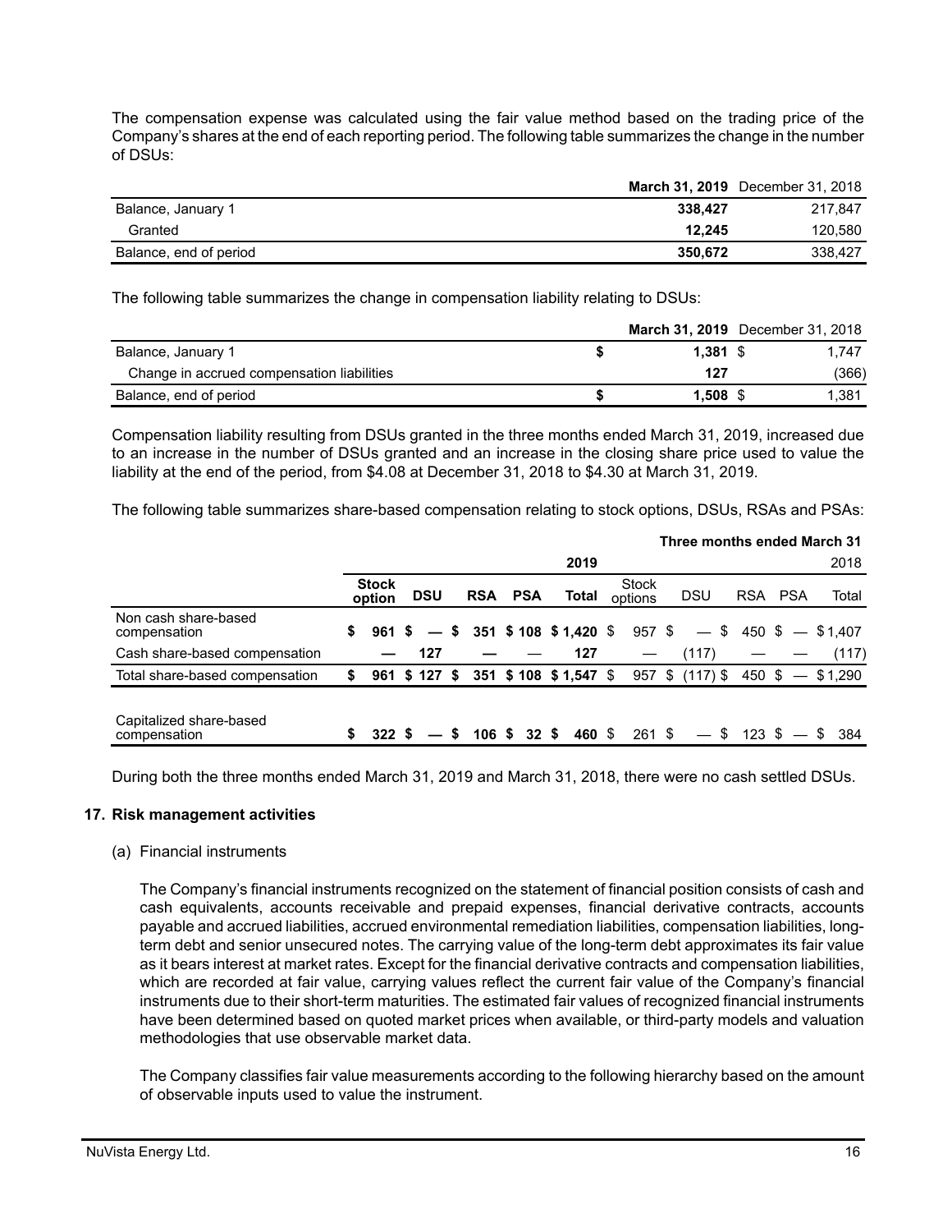The compensation expense was calculated using the fair value method based on the trading price of the Company's shares at the end of each reporting period. The following table summarizes the change in the number of DSUs:

| | **March 31, 2019** | December 31, 2018 |
|---|---|---|
| Balance, January 1 | **338,427** | 217,847 |
| Granted | **12,245** | 120,580 |
| Balance, end of period | **350,672** | 338,427 |

The following table summarizes the change in compensation liability relating to DSUs:

| | **March 31, 2019** | December 31, 2018 |
|---|---|---|
| Balance, January 1 | **$ 1,381** | $ 1,747 |
| Change in accrued compensation liabilities | **127** | (366) |
| Balance, end of period | **$ 1,508** | $ 1,381 |

Compensation liability resulting from DSUs granted in the three months ended March 31, 2019, increased due to an increase in the number of DSUs granted and an increase in the closing share price used to value the liability at the end of the period, from $4.08 at December 31, 2018 to $4.30 at March 31, 2019.

The following table summarizes share-based compensation relating to stock options, DSUs, RSAs and PSAs:

| | Three months ended March 31 | | | | | | | | | |
|---|---|---|---|---|---|---|---|---|---|---|
| | **2019** | | | | | 2018 | | | | |
| | **Stock option** | **DSU** | **RSA** | **PSA** | **Total** | Stock options | DSU | RSA | PSA | Total |
| Non cash share-based compensation | **$ 961** | **$ —** | **$ 351** | **$ 108** | **$ 1,420** | $ 957 | $ — | $ 450 | $ — | $ 1,407 |
| Cash share-based compensation | **—** | **127** | **—** | **—** | **127** | — | (117) | — | — | (117) |
| Total share-based compensation | **$ 961** | **$ 127** | **$ 351** | **$ 108** | **$ 1,547** | $ 957 | $ (117) | $ 450 | $ — | $ 1,290 |
| Capitalized share-based compensation | **$ 322** | **$ —** | **$ 106** | **$ 32** | **$ 460** | $ 261 | $ — | $ 123 | $ — | $ 384 |

During both the three months ended March 31, 2019 and March 31, 2018, there were no cash settled DSUs.

## 17. Risk management activities

(a) Financial instruments

The Company's financial instruments recognized on the statement of financial position consists of cash and cash equivalents, accounts receivable and prepaid expenses, financial derivative contracts, accounts payable and accrued liabilities, accrued environmental remediation liabilities, compensation liabilities, long-term debt and senior unsecured notes. The carrying value of the long-term debt approximates its fair value as it bears interest at market rates. Except for the financial derivative contracts and compensation liabilities, which are recorded at fair value, carrying values reflect the current fair value of the Company's financial instruments due to their short-term maturities. The estimated fair values of recognized financial instruments have been determined based on quoted market prices when available, or third-party models and valuation methodologies that use observable market data.

The Company classifies fair value measurements according to the following hierarchy based on the amount of observable inputs used to value the instrument.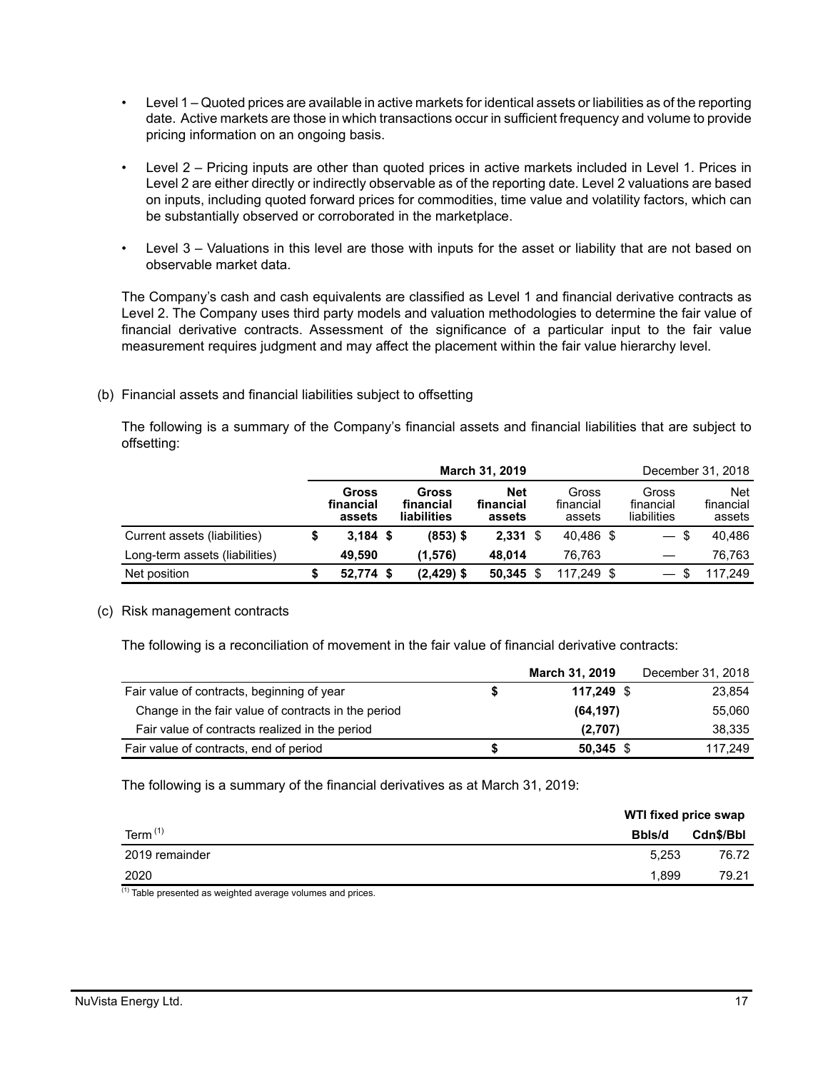- Level 1 – Quoted prices are available in active markets for identical assets or liabilities as of the reporting date. Active markets are those in which transactions occur in sufficient frequency and volume to provide pricing information on an ongoing basis.
- Level 2 – Pricing inputs are other than quoted prices in active markets included in Level 1. Prices in Level 2 are either directly or indirectly observable as of the reporting date. Level 2 valuations are based on inputs, including quoted forward prices for commodities, time value and volatility factors, which can be substantially observed or corroborated in the marketplace.
- Level 3 – Valuations in this level are those with inputs for the asset or liability that are not based on observable market data.

The Company's cash and cash equivalents are classified as Level 1 and financial derivative contracts as Level 2. The Company uses third party models and valuation methodologies to determine the fair value of financial derivative contracts. Assessment of the significance of a particular input to the fair value measurement requires judgment and may affect the placement within the fair value hierarchy level.

(b) Financial assets and financial liabilities subject to offsetting

The following is a summary of the Company's financial assets and financial liabilities that are subject to offsetting:

| | **March 31, 2019** | | | December 31, 2018 | | |
|---|---|---|---|---|---|---|
| | **Gross financial assets** | **Gross financial liabilities** | **Net financial assets** | Gross financial assets | Gross financial liabilities | Net financial assets |
| Current assets (liabilities) | **$ 3,184** | **$ (853)** | **$ 2,331** | $ 40,486 | $ — | $ 40,486 |
| Long-term assets (liabilities) | **49,590** | **(1,576)** | **48,014** | 76,763 | — | 76,763 |
| Net position | **$ 52,774** | **$ (2,429)** | **$ 50,345** | $ 117,249 | $ — | $ 117,249 |

(c) Risk management contracts

The following is a reconciliation of movement in the fair value of financial derivative contracts:

| | **March 31, 2019** | December 31, 2018 |
|---|---|---|
| Fair value of contracts, beginning of year | **$ 117,249** | $ 23,854 |
| Change in the fair value of contracts in the period | **(64,197)** | 55,060 |
| Fair value of contracts realized in the period | **(2,707)** | 38,335 |
| Fair value of contracts, end of period | **$ 50,345** | $ 117,249 |

The following is a summary of the financial derivatives as at March 31, 2019:

| | **WTI fixed price swap** | |
|---|---|---|
| Term [(1)] | **Bbls/d** | **Cdn$/Bbl** |
| 2019 remainder | 5,253 | 76.72 |
| 2020 | 1,899 | 79.21 |

[(1)] Table presented as weighted average volumes and prices.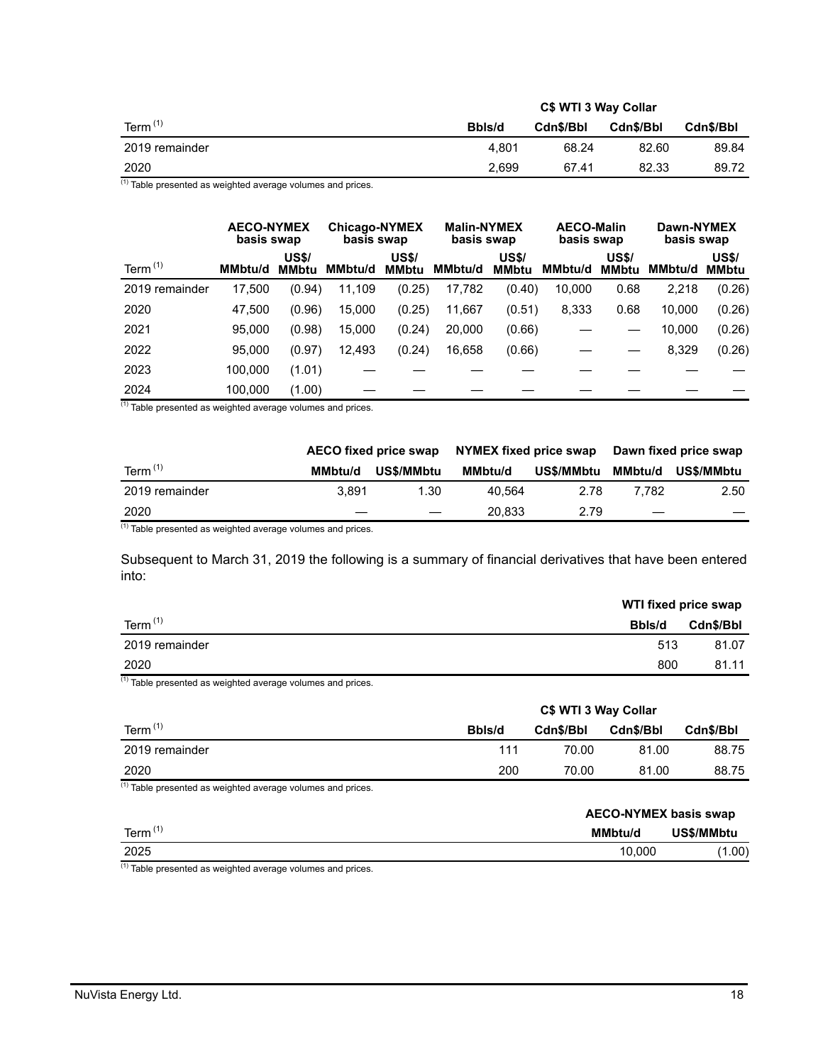| Term [(1)] | C$ WTI 3 Way Collar | | | |
|---|---|---|---|---|
| | Bbls/d | Cdn$/Bbl | Cdn$/Bbl | Cdn$/Bbl |
| 2019 remainder | 4,801 | 68.24 | 82.60 | 89.84 |
| 2020 | 2,699 | 67.41 | 82.33 | 89.72 |

[(1)] Table presented as weighted average volumes and prices.

| Term [(1)] | AECO-NYMEX basis swap | | Chicago-NYMEX basis swap | | Malin-NYMEX basis swap | | AECO-Malin basis swap | | Dawn-NYMEX basis swap | |
|---|---|---|---|---|---|---|---|---|---|---|
| | MMbtu/d | US$/ MMbtu | MMbtu/d | US$/ MMbtu | MMbtu/d | US$/ MMbtu | MMbtu/d | US$/ MMbtu | MMbtu/d | US$/ MMbtu |
| 2019 remainder | 17,500 | (0.94) | 11,109 | (0.25) | 17,782 | (0.40) | 10,000 | 0.68 | 2,218 | (0.26) |
| 2020 | 47,500 | (0.96) | 15,000 | (0.25) | 11,667 | (0.51) | 8,333 | 0.68 | 10,000 | (0.26) |
| 2021 | 95,000 | (0.98) | 15,000 | (0.24) | 20,000 | (0.66) | — | — | 10,000 | (0.26) |
| 2022 | 95,000 | (0.97) | 12,493 | (0.24) | 16,658 | (0.66) | — | — | 8,329 | (0.26) |
| 2023 | 100,000 | (1.01) | — | — | — | — | — | — | — | — |
| 2024 | 100,000 | (1.00) | — | — | — | — | — | — | — | — |

[(1)] Table presented as weighted average volumes and prices.

| Term [(1)] | AECO fixed price swap | | NYMEX fixed price swap | | Dawn fixed price swap | |
|---|---|---|---|---|---|---|
| | MMbtu/d | US$/MMbtu | MMbtu/d | US$/MMbtu | MMbtu/d | US$/MMbtu |
| 2019 remainder | 3,891 | 1.30 | 40,564 | 2.78 | 7,782 | 2.50 |
| 2020 | — | — | 20,833 | 2.79 | — | — |

[(1)] Table presented as weighted average volumes and prices.

Subsequent to March 31, 2019 the following is a summary of financial derivatives that have been entered into:

| Term [(1)] | WTI fixed price swap | |
|---|---|---|
| | Bbls/d | Cdn$/Bbl |
| 2019 remainder | 513 | 81.07 |
| 2020 | 800 | 81.11 |

[(1)] Table presented as weighted average volumes and prices.

| Term [(1)] | C$ WTI 3 Way Collar | | | |
|---|---|---|---|---|
| | Bbls/d | Cdn$/Bbl | Cdn$/Bbl | Cdn$/Bbl |
| 2019 remainder | 111 | 70.00 | 81.00 | 88.75 |
| 2020 | 200 | 70.00 | 81.00 | 88.75 |

[(1)] Table presented as weighted average volumes and prices.

| Term [(1)] | AECO-NYMEX basis swap | |
|---|---|---|
| | MMbtu/d | US$/MMbtu |
| 2025 | 10,000 | (1.00) |

[(1)] Table presented as weighted average volumes and prices.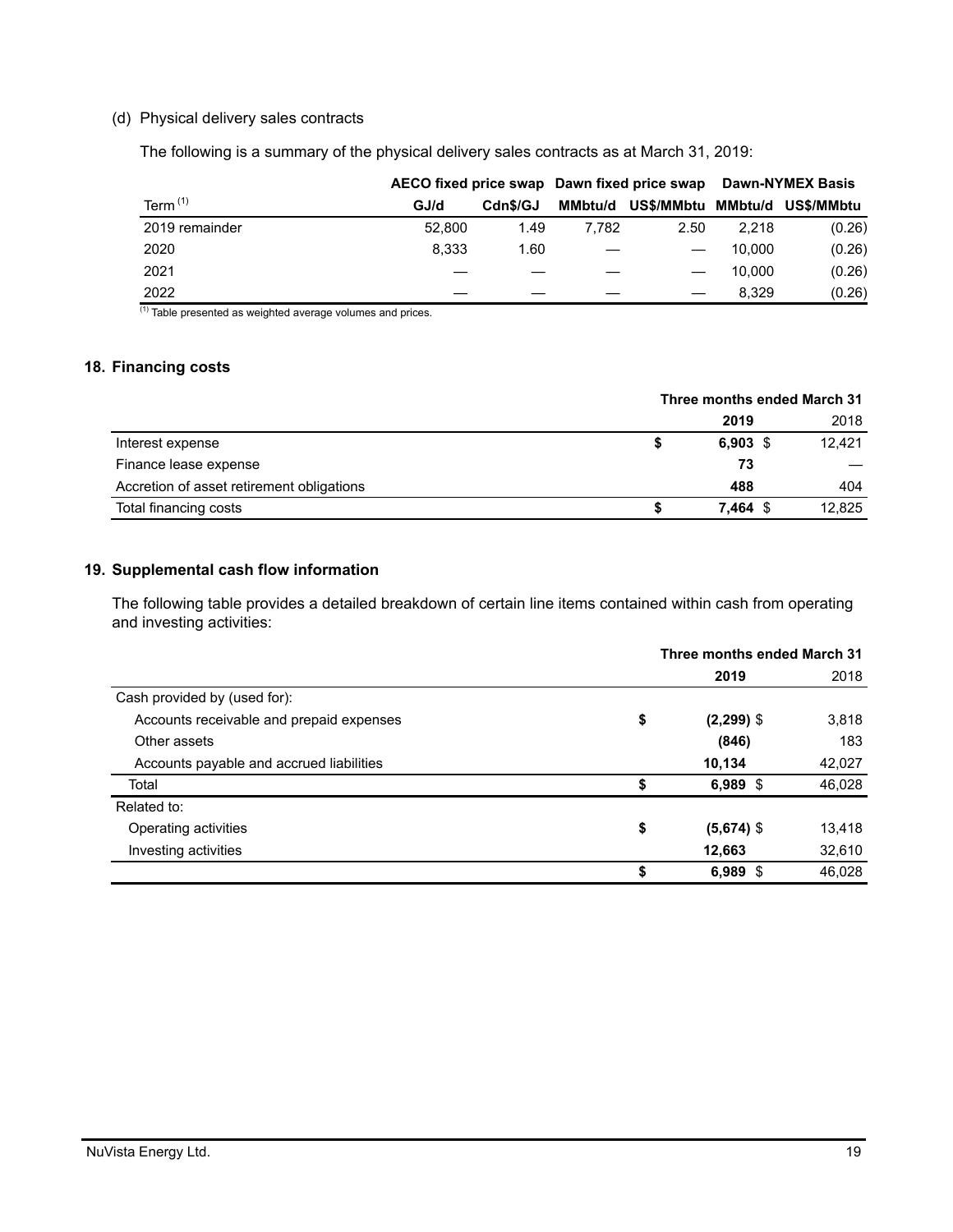(d) Physical delivery sales contracts

The following is a summary of the physical delivery sales contracts as at March 31, 2019:

| | AECO fixed price swap | | Dawn fixed price swap | | Dawn-NYMEX Basis | |
|---|---|---|---|---|---|---|
| Term [(1)] | GJ/d | Cdn$/GJ | MMbtu/d | US$/MMbtu | MMbtu/d | US$/MMbtu |
| 2019 remainder | 52,800 | 1.49 | 7,782 | 2.50 | 2,218 | (0.26) |
| 2020 | 8,333 | 1.60 | — | — | 10,000 | (0.26) |
| 2021 | — | — | — | — | 10,000 | (0.26) |
| 2022 | — | — | — | — | 8,329 | (0.26) |

[(1)] Table presented as weighted average volumes and prices.

## 18. Financing costs

| | Three months ended March 31 | |
|---|---|---|
| | **2019** | 2018 |
| Interest expense | **$ 6,903** | $ 12,421 |
| Finance lease expense | **73** | — |
| Accretion of asset retirement obligations | **488** | 404 |
| Total financing costs | **$ 7,464** | $ 12,825 |

## 19. Supplemental cash flow information

The following table provides a detailed breakdown of certain line items contained within cash from operating and investing activities:

| | Three months ended March 31 | |
|---|---|---|
| | **2019** | 2018 |
| Cash provided by (used for): | | |
| Accounts receivable and prepaid expenses | **$ (2,299)** | $ 3,818 |
| Other assets | **(846)** | 183 |
| Accounts payable and accrued liabilities | **10,134** | 42,027 |
| Total | **$ 6,989** | $ 46,028 |
| Related to: | | |
| Operating activities | **$ (5,674)** | $ 13,418 |
| Investing activities | **12,663** | 32,610 |
| | **$ 6,989** | $ 46,028 |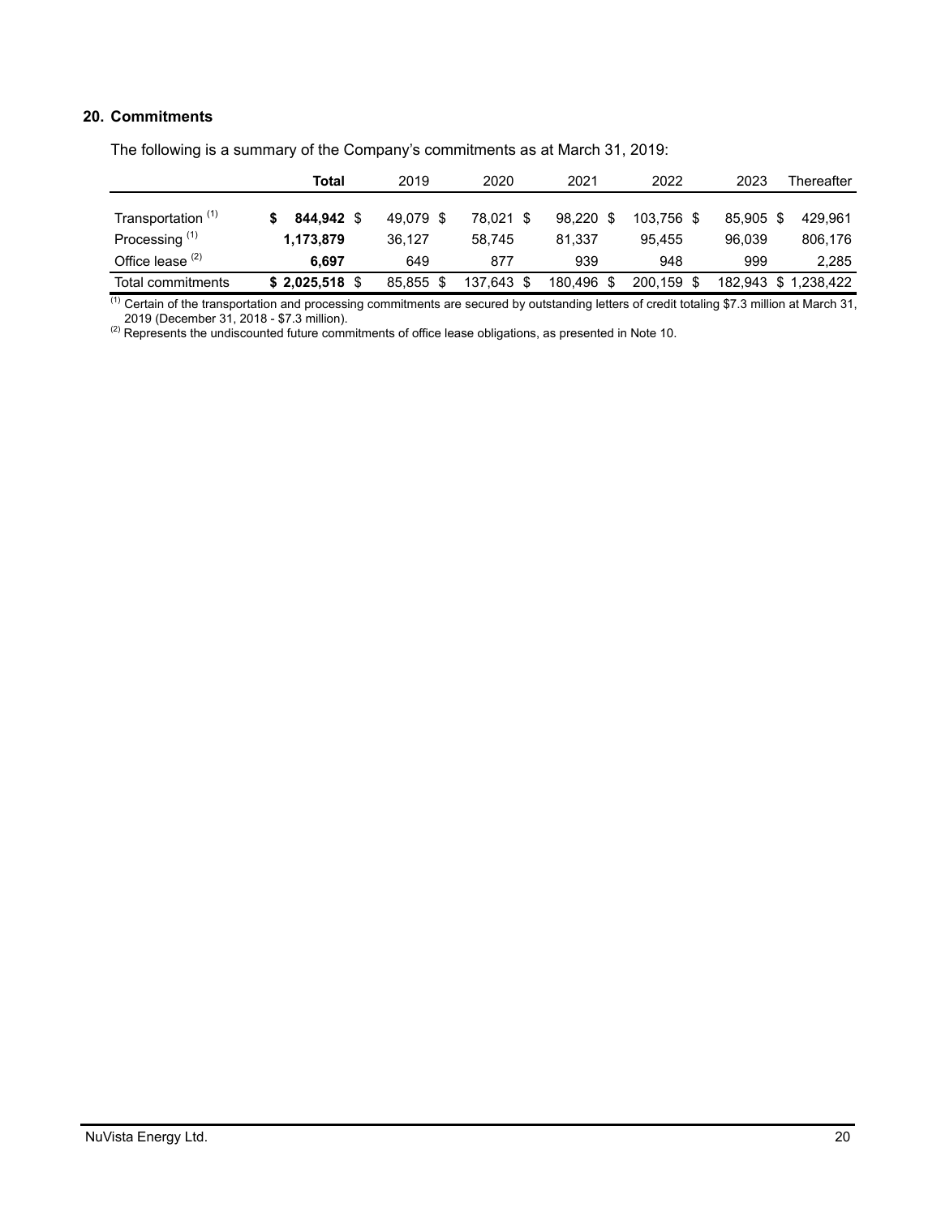## 20. Commitments

The following is a summary of the Company's commitments as at March 31, 2019:

| | Total | 2019 | 2020 | 2021 | 2022 | 2023 | Thereafter |
|---|---|---|---|---|---|---|---|
| Transportation [(1)] | **$ 844,942** | $ 49,079 | $ 78,021 | $ 98,220 | $ 103,756 | $ 85,905 | $ 429,961 |
| Processing [(1)] | **1,173,879** | 36,127 | 58,745 | 81,337 | 95,455 | 96,039 | 806,176 |
| Office lease [(2)] | **6,697** | 649 | 877 | 939 | 948 | 999 | 2,285 |
| Total commitments | **$ 2,025,518** | $ 85,855 | $ 137,643 | $ 180,496 | $ 200,159 | $ 182,943 | $ 1,238,422 |

[(1)] Certain of the transportation and processing commitments are secured by outstanding letters of credit totaling $7.3 million at March 31, 2019 (December 31, 2018 - $7.3 million).

[(2)] Represents the undiscounted future commitments of office lease obligations, as presented in Note 10.